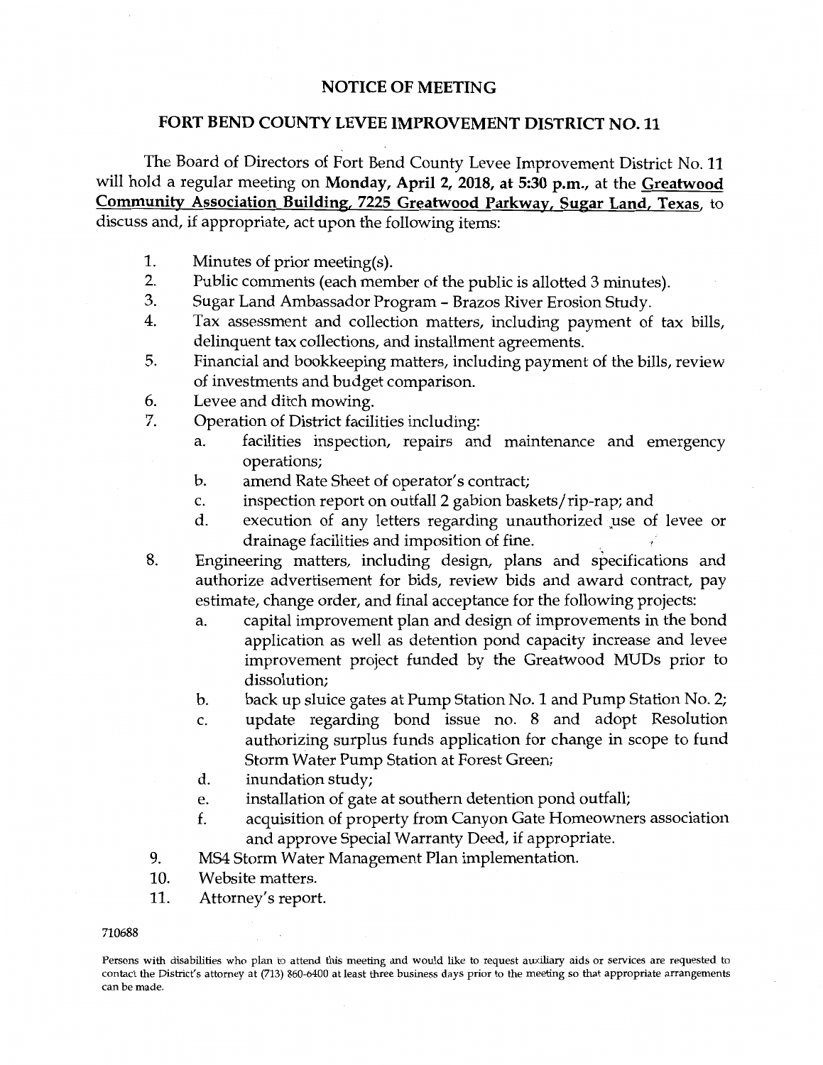# NOTICE OF MEETING

## FORT BEND COUNTY LEVEE IMPROVEMENT DISTRICT NO. 11

The Board of Directors of Fort Bend County Levee Improvement District No. 11 will hold a regular meeting on **Monday, April 2, 2018, at 5:30 p.m.**, at the **Greatwood Community Association Building, 7225 Greatwood Parkway, Sugar Land, Texas**, to discuss and, if appropriate, act upon the following items:

1. Minutes of prior meeting(s).
2. Public comments (each member of the public is allotted 3 minutes).
3. Sugar Land Ambassador Program – Brazos River Erosion Study.
4. Tax assessment and collection matters, including payment of tax bills, delinquent tax collections, and installment agreements.
5. Financial and bookkeeping matters, including payment of the bills, review of investments and budget comparison.
6. Levee and ditch mowing.
7. Operation of District facilities including:
   a. facilities inspection, repairs and maintenance and emergency operations;
   b. amend Rate Sheet of operator's contract;
   c. inspection report on outfall 2 gabion baskets/rip-rap; and
   d. execution of any letters regarding unauthorized use of levee or drainage facilities and imposition of fine.
8. Engineering matters, including design, plans and specifications and authorize advertisement for bids, review bids and award contract, pay estimate, change order, and final acceptance for the following projects:
   a. capital improvement plan and design of improvements in the bond application as well as detention pond capacity increase and levee improvement project funded by the Greatwood MUDs prior to dissolution;
   b. back up sluice gates at Pump Station No. 1 and Pump Station No. 2;
   c. update regarding bond issue no. 8 and adopt Resolution authorizing surplus funds application for change in scope to fund Storm Water Pump Station at Forest Green;
   d. inundation study;
   e. installation of gate at southern detention pond outfall;
   f. acquisition of property from Canyon Gate Homeowners association and approve Special Warranty Deed, if appropriate.
9. MS4 Storm Water Management Plan implementation.
10. Website matters.
11. Attorney's report.

710688

Persons with disabilities who plan to attend this meeting and would like to request auxiliary aids or services are requested to contact the District's attorney at (713) 860-6400 at least three business days prior to the meeting so that appropriate arrangements can be made.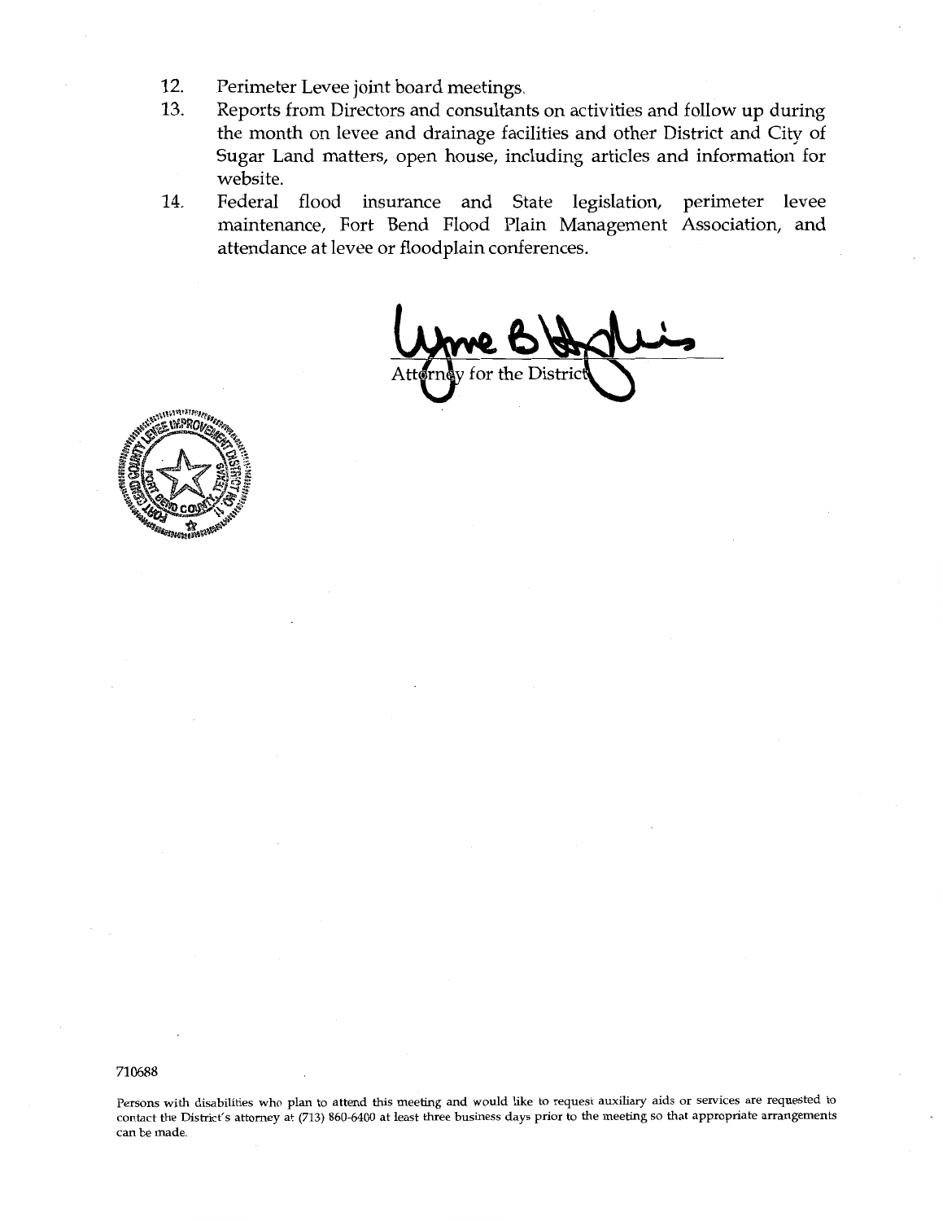12. Perimeter Levee joint board meetings.
13. Reports from Directors and consultants on activities and follow up during the month on levee and drainage facilities and other District and City of Sugar Land matters, open house, including articles and information for website.
14. Federal flood insurance and State legislation, perimeter levee maintenance, Fort Bend Flood Plain Management Association, and attendance at levee or floodplain conferences.

Attorney for the District

710688

Persons with disabilities who plan to attend this meeting and would like to request auxiliary aids or services are requested to contact the District's attorney at (713) 860-6400 at least three business days prior to the meeting so that appropriate arrangements can be made.